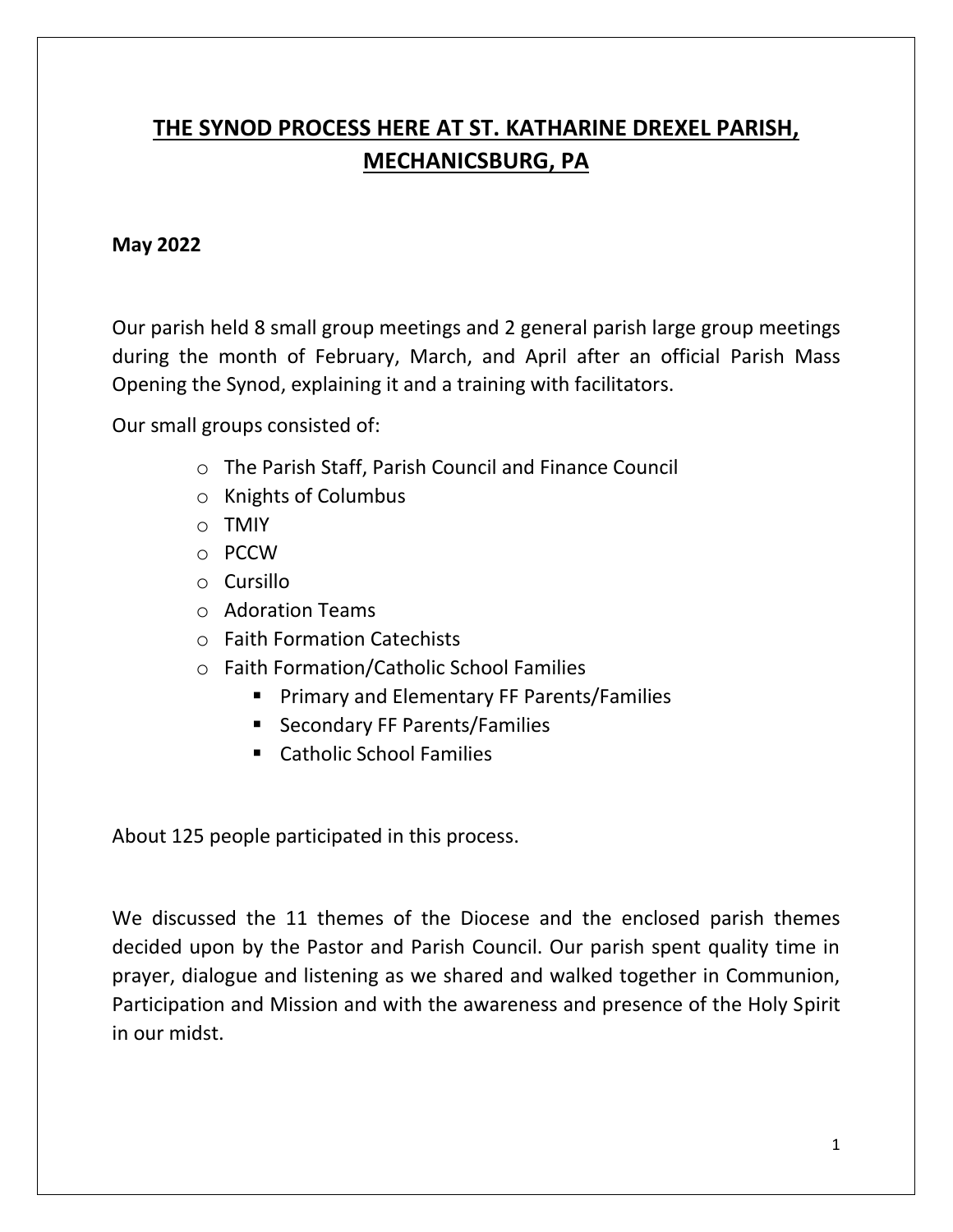# THE SYNOD PROCESS HERE AT ST. KATHARINE DREXEL PARISH, MECHANICSBURG, PA

**May 2022**

Our parish held 8 small group meetings and 2 general parish large group meetings during the month of February, March, and April after an official Parish Mass Opening the Synod, explaining it and a training with facilitators.

Our small groups consisted of:

- The Parish Staff, Parish Council and Finance Council
- Knights of Columbus
- TMIY
- PCCW
- Cursillo
- Adoration Teams
- Faith Formation Catechists
- Faith Formation/Catholic School Families
  - Primary and Elementary FF Parents/Families
  - Secondary FF Parents/Families
  - Catholic School Families

About 125 people participated in this process.

We discussed the 11 themes of the Diocese and the enclosed parish themes decided upon by the Pastor and Parish Council. Our parish spent quality time in prayer, dialogue and listening as we shared and walked together in Communion, Participation and Mission and with the awareness and presence of the Holy Spirit in our midst.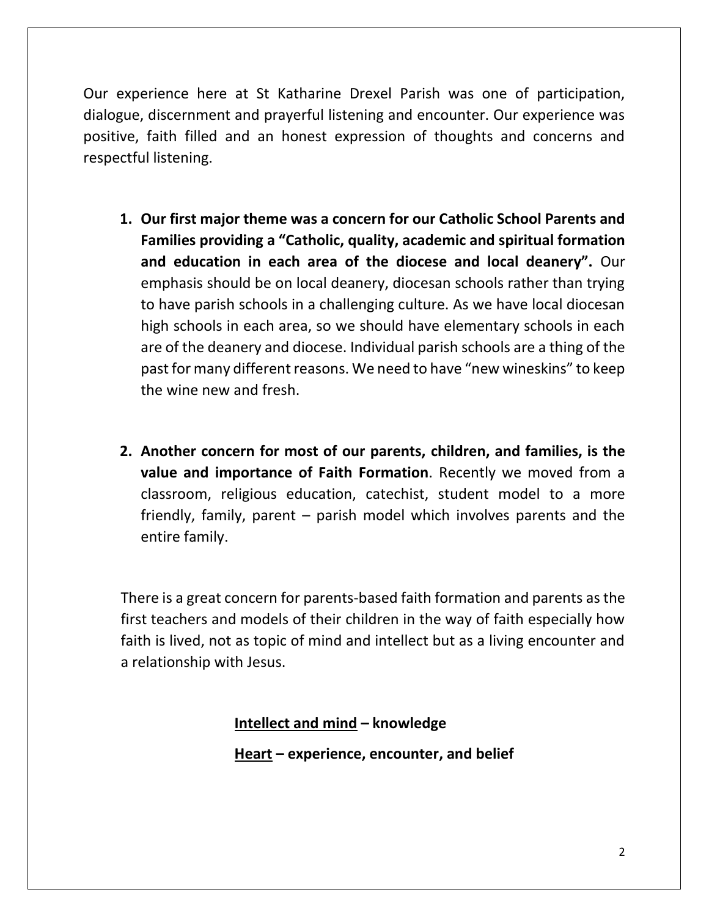Our experience here at St Katharine Drexel Parish was one of participation, dialogue, discernment and prayerful listening and encounter. Our experience was positive, faith filled and an honest expression of thoughts and concerns and respectful listening.

1. **Our first major theme was a concern for our Catholic School Parents and Families providing a "Catholic, quality, academic and spiritual formation and education in each area of the diocese and local deanery".** Our emphasis should be on local deanery, diocesan schools rather than trying to have parish schools in a challenging culture. As we have local diocesan high schools in each area, so we should have elementary schools in each are of the deanery and diocese. Individual parish schools are a thing of the past for many different reasons. We need to have "new wineskins" to keep the wine new and fresh.

2. **Another concern for most of our parents, children, and families, is the value and importance of Faith Formation**. Recently we moved from a classroom, religious education, catechist, student model to a more friendly, family, parent – parish model which involves parents and the entire family.

There is a great concern for parents-based faith formation and parents as the first teachers and models of their children in the way of faith especially how faith is lived, not as topic of mind and intellect but as a living encounter and a relationship with Jesus.

**<u>Intellect and mind</u> – knowledge**

**<u>Heart</u> – experience, encounter, and belief**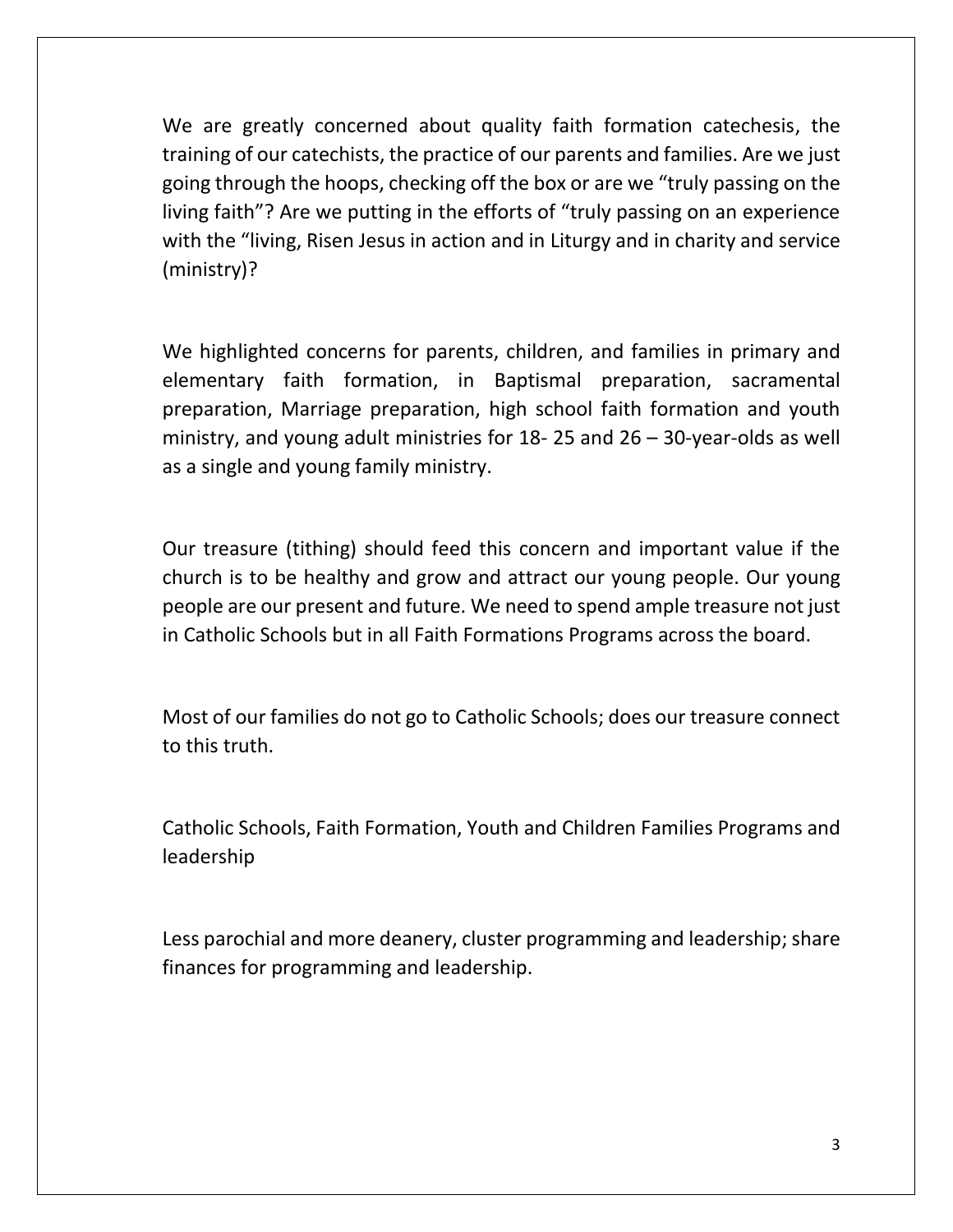We are greatly concerned about quality faith formation catechesis, the training of our catechists, the practice of our parents and families. Are we just going through the hoops, checking off the box or are we "truly passing on the living faith"? Are we putting in the efforts of "truly passing on an experience with the "living, Risen Jesus in action and in Liturgy and in charity and service (ministry)?

We highlighted concerns for parents, children, and families in primary and elementary faith formation, in Baptismal preparation, sacramental preparation, Marriage preparation, high school faith formation and youth ministry, and young adult ministries for 18- 25 and 26 – 30-year-olds as well as a single and young family ministry.

Our treasure (tithing) should feed this concern and important value if the church is to be healthy and grow and attract our young people. Our young people are our present and future. We need to spend ample treasure not just in Catholic Schools but in all Faith Formations Programs across the board.

Most of our families do not go to Catholic Schools; does our treasure connect to this truth.

Catholic Schools, Faith Formation, Youth and Children Families Programs and leadership

Less parochial and more deanery, cluster programming and leadership; share finances for programming and leadership.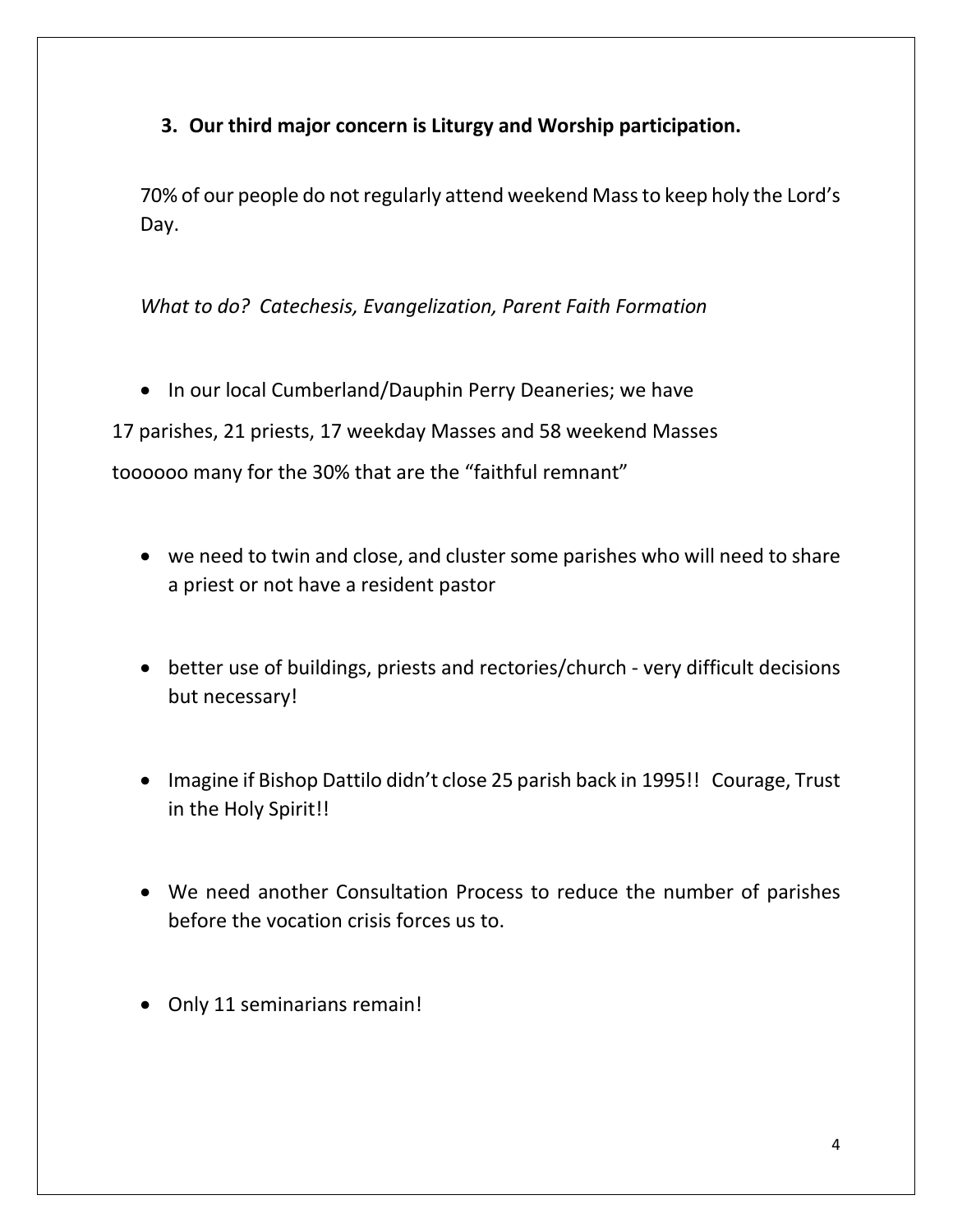**3. Our third major concern is Liturgy and Worship participation.**

70% of our people do not regularly attend weekend Mass to keep holy the Lord's Day.

*What to do? Catechesis, Evangelization, Parent Faith Formation*

- In our local Cumberland/Dauphin Perry Deaneries; we have

17 parishes, 21 priests, 17 weekday Masses and 58 weekend Masses
foooooo many for the 30% that are the "faithful remnant"

- we need to twin and close, and cluster some parishes who will need to share a priest or not have a resident pastor

- better use of buildings, priests and rectories/church - very difficult decisions but necessary!

- Imagine if Bishop Dattilo didn't close 25 parish back in 1995!! Courage, Trust in the Holy Spirit!!

- We need another Consultation Process to reduce the number of parishes before the vocation crisis forces us to.

- Only 11 seminarians remain!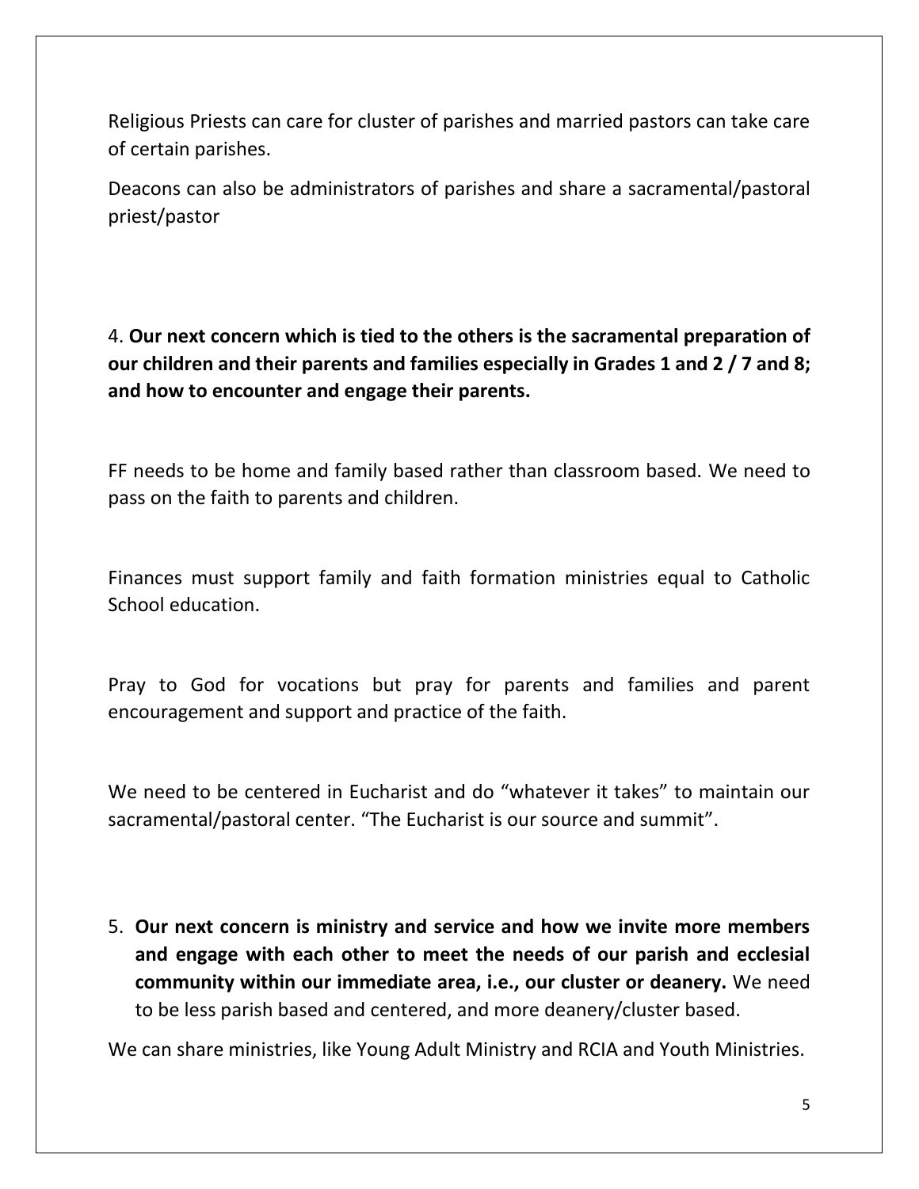Religious Priests can care for cluster of parishes and married pastors can take care of certain parishes.

Deacons can also be administrators of parishes and share a sacramental/pastoral priest/pastor

4. **Our next concern which is tied to the others is the sacramental preparation of our children and their parents and families especially in Grades 1 and 2 / 7 and 8; and how to encounter and engage their parents.**

FF needs to be home and family based rather than classroom based. We need to pass on the faith to parents and children.

Finances must support family and faith formation ministries equal to Catholic School education.

Pray to God for vocations but pray for parents and families and parent encouragement and support and practice of the faith.

We need to be centered in Eucharist and do "whatever it takes" to maintain our sacramental/pastoral center. "The Eucharist is our source and summit".

5. **Our next concern is ministry and service and how we invite more members and engage with each other to meet the needs of our parish and ecclesial community within our immediate area, i.e., our cluster or deanery.** We need to be less parish based and centered, and more deanery/cluster based.

We can share ministries, like Young Adult Ministry and RCIA and Youth Ministries.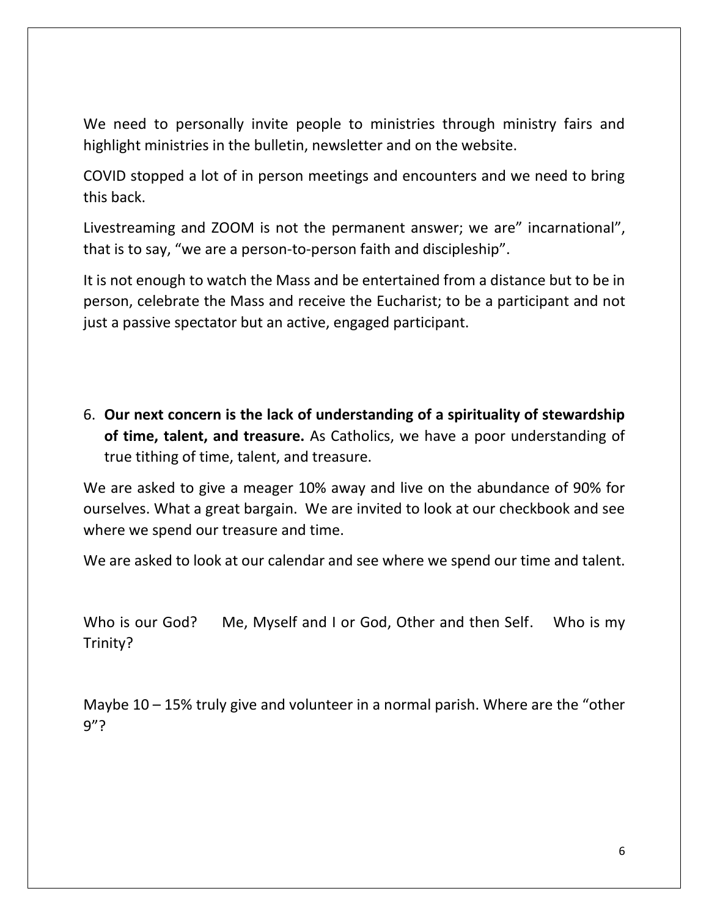We need to personally invite people to ministries through ministry fairs and highlight ministries in the bulletin, newsletter and on the website.

COVID stopped a lot of in person meetings and encounters and we need to bring this back.

Livestreaming and ZOOM is not the permanent answer; we are" incarnational", that is to say, "we are a person-to-person faith and discipleship".

It is not enough to watch the Mass and be entertained from a distance but to be in person, celebrate the Mass and receive the Eucharist; to be a participant and not just a passive spectator but an active, engaged participant.

6. **Our next concern is the lack of understanding of a spirituality of stewardship of time, talent, and treasure.** As Catholics, we have a poor understanding of true tithing of time, talent, and treasure.

We are asked to give a meager 10% away and live on the abundance of 90% for ourselves. What a great bargain. We are invited to look at our checkbook and see where we spend our treasure and time.

We are asked to look at our calendar and see where we spend our time and talent.

Who is our God? Me, Myself and I or God, Other and then Self. Who is my Trinity?

Maybe 10 – 15% truly give and volunteer in a normal parish. Where are the "other 9"?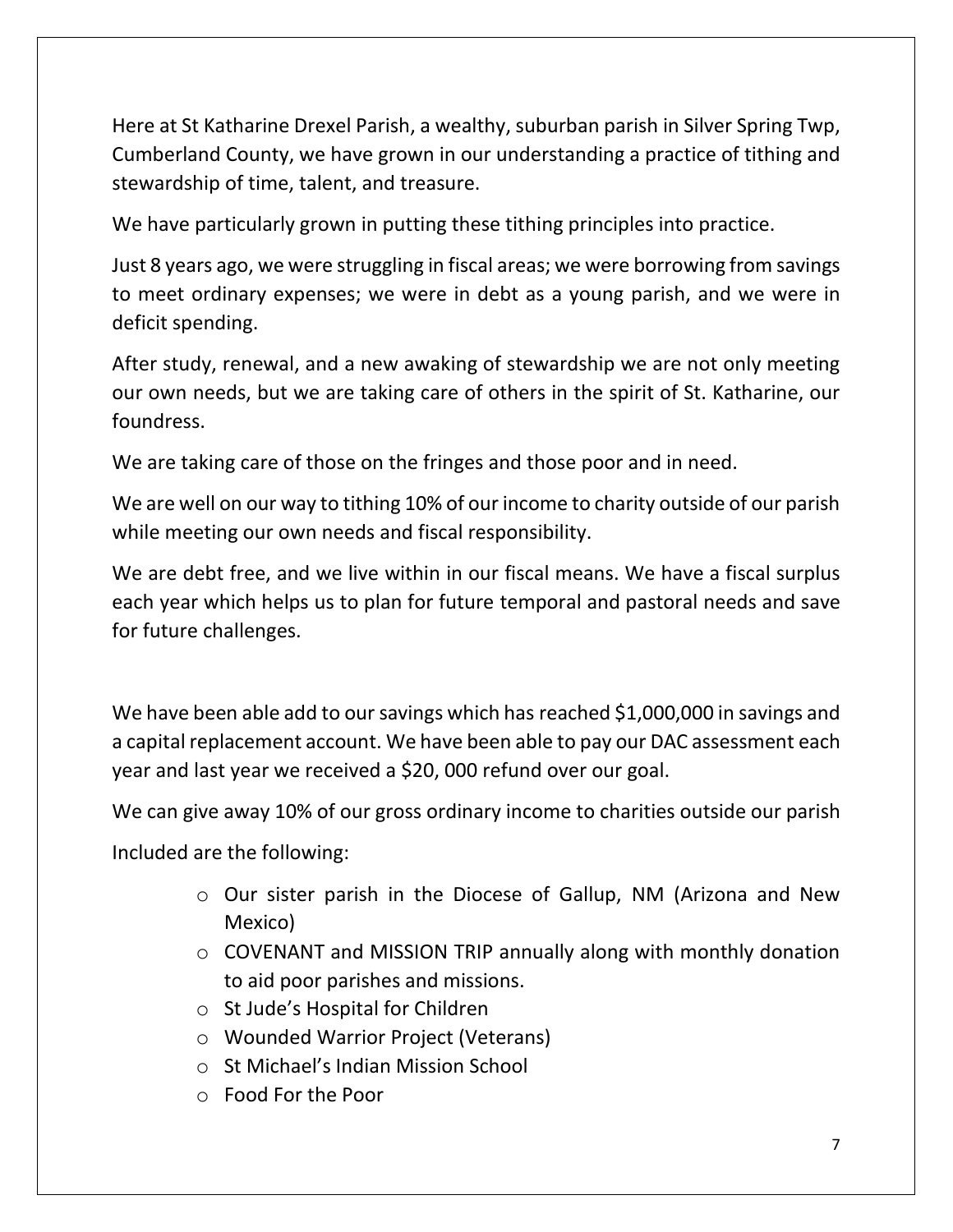Here at St Katharine Drexel Parish, a wealthy, suburban parish in Silver Spring Twp, Cumberland County, we have grown in our understanding a practice of tithing and stewardship of time, talent, and treasure.

We have particularly grown in putting these tithing principles into practice.

Just 8 years ago, we were struggling in fiscal areas; we were borrowing from savings to meet ordinary expenses; we were in debt as a young parish, and we were in deficit spending.

After study, renewal, and a new awaking of stewardship we are not only meeting our own needs, but we are taking care of others in the spirit of St. Katharine, our foundress.

We are taking care of those on the fringes and those poor and in need.

We are well on our way to tithing 10% of our income to charity outside of our parish while meeting our own needs and fiscal responsibility.

We are debt free, and we live within in our fiscal means. We have a fiscal surplus each year which helps us to plan for future temporal and pastoral needs and save for future challenges.

We have been able add to our savings which has reached $1,000,000 in savings and a capital replacement account. We have been able to pay our DAC assessment each year and last year we received a $20, 000 refund over our goal.

We can give away 10% of our gross ordinary income to charities outside our parish

Included are the following:

- Our sister parish in the Diocese of Gallup, NM (Arizona and New Mexico)
- COVENANT and MISSION TRIP annually along with monthly donation to aid poor parishes and missions.
- St Jude's Hospital for Children
- Wounded Warrior Project (Veterans)
- St Michael's Indian Mission School
- Food For the Poor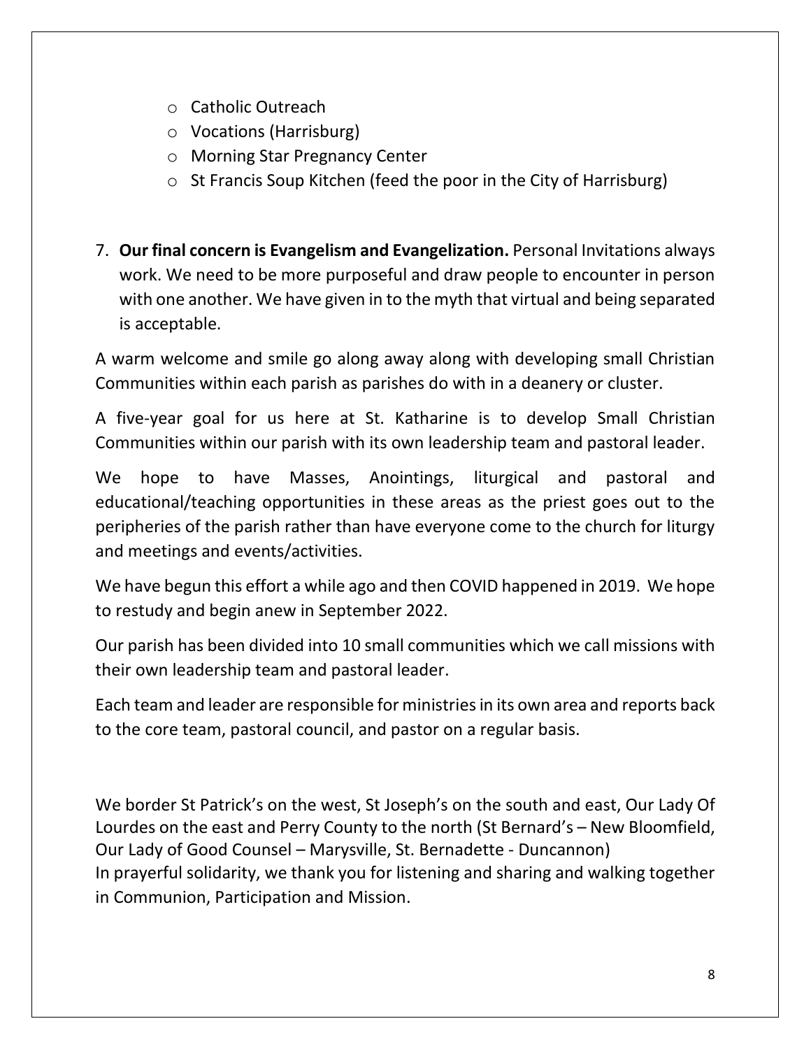- Catholic Outreach
- Vocations (Harrisburg)
- Morning Star Pregnancy Center
- St Francis Soup Kitchen (feed the poor in the City of Harrisburg)

7. **Our final concern is Evangelism and Evangelization.** Personal Invitations always work. We need to be more purposeful and draw people to encounter in person with one another. We have given in to the myth that virtual and being separated is acceptable.

A warm welcome and smile go along away along with developing small Christian Communities within each parish as parishes do with in a deanery or cluster.

A five-year goal for us here at St. Katharine is to develop Small Christian Communities within our parish with its own leadership team and pastoral leader.

We hope to have Masses, Anointings, liturgical and pastoral and educational/teaching opportunities in these areas as the priest goes out to the peripheries of the parish rather than have everyone come to the church for liturgy and meetings and events/activities.

We have begun this effort a while ago and then COVID happened in 2019. We hope to restudy and begin anew in September 2022.

Our parish has been divided into 10 small communities which we call missions with their own leadership team and pastoral leader.

Each team and leader are responsible for ministries in its own area and reports back to the core team, pastoral council, and pastor on a regular basis.

We border St Patrick's on the west, St Joseph's on the south and east, Our Lady Of Lourdes on the east and Perry County to the north (St Bernard's – New Bloomfield, Our Lady of Good Counsel – Marysville, St. Bernadette - Duncannon)
In prayerful solidarity, we thank you for listening and sharing and walking together in Communion, Participation and Mission.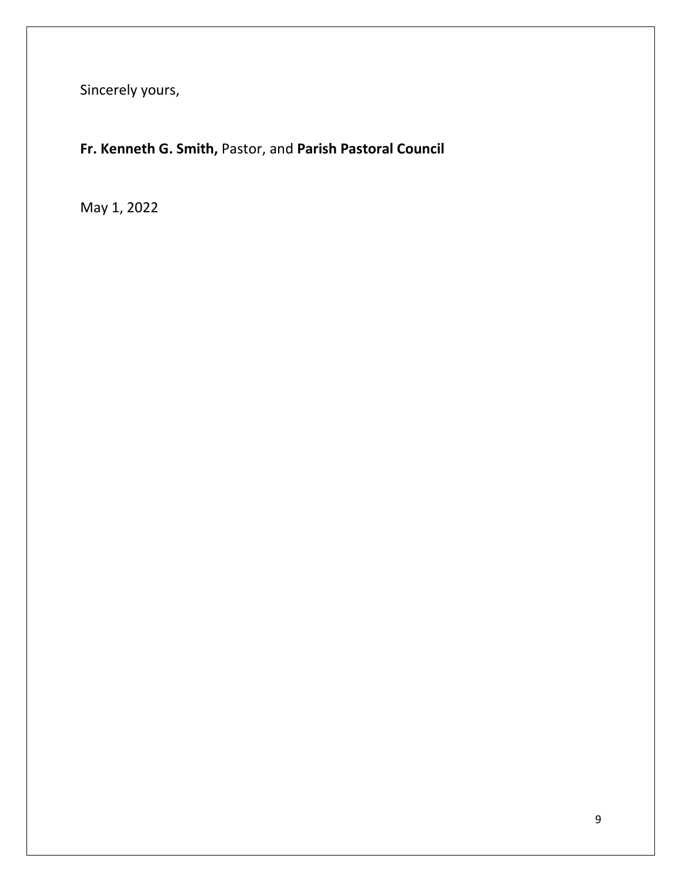Sincerely yours,

**Fr. Kenneth G. Smith,** Pastor, and **Parish Pastoral Council**

May 1, 2022